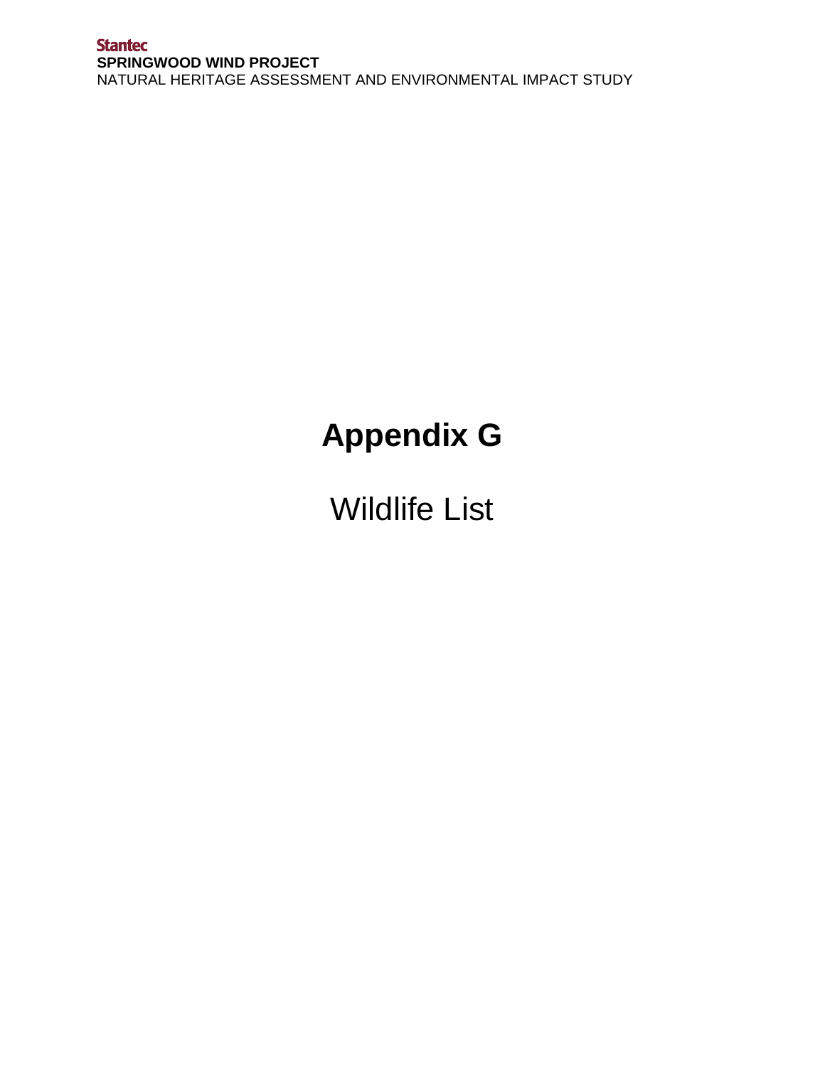# Appendix G

Wildlife List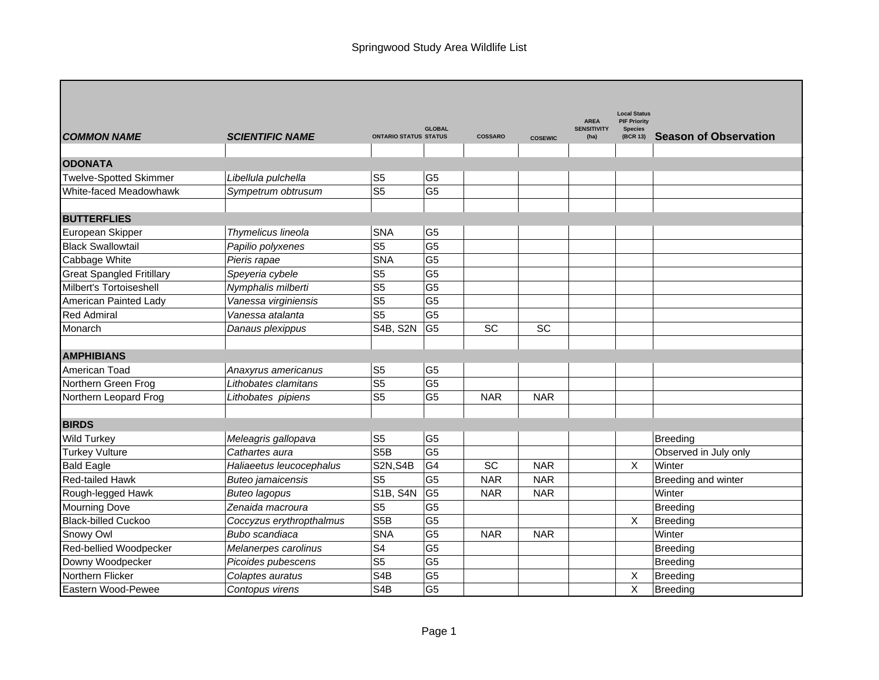# Springwood Study Area Wildlife List

| COMMON NAME | SCIENTIFIC NAME | ONTARIO STATUS | GLOBAL STATUS | COSSARO | COSEWIC | AREA SENSITIVITY (ha) | Local Status PIF Priority Species (BCR 13) | Season of Observation |
|---|---|---|---|---|---|---|---|---|
| | | | | | | | | |
| **ODONATA** | | | | | | | | |
| Twelve-Spotted Skimmer | *Libellula pulchella* | S5 | G5 | | | | | |
| White-faced Meadowhawk | *Sympetrum obtrusum* | S5 | G5 | | | | | |
| | | | | | | | | |
| **BUTTERFLIES** | | | | | | | | |
| European Skipper | *Thymelicus lineola* | SNA | G5 | | | | | |
| Black Swallowtail | *Papilio polyxenes* | S5 | G5 | | | | | |
| Cabbage White | *Pieris rapae* | SNA | G5 | | | | | |
| Great Spangled Fritillary | *Speyeria cybele* | S5 | G5 | | | | | |
| Milbert's Tortoiseshell | *Nymphalis milberti* | S5 | G5 | | | | | |
| American Painted Lady | *Vanessa virginiensis* | S5 | G5 | | | | | |
| Red Admiral | *Vanessa atalanta* | S5 | G5 | | | | | |
| Monarch | *Danaus plexippus* | S4B, S2N | G5 | SC | SC | | | |
| | | | | | | | | |
| **AMPHIBIANS** | | | | | | | | |
| American Toad | *Anaxyrus americanus* | S5 | G5 | | | | | |
| Northern Green Frog | *Lithobates clamitans* | S5 | G5 | | | | | |
| Northern Leopard Frog | *Lithobates pipiens* | S5 | G5 | NAR | NAR | | | |
| | | | | | | | | |
| **BIRDS** | | | | | | | | |
| Wild Turkey | *Meleagris gallopava* | S5 | G5 | | | | | Breeding |
| Turkey Vulture | *Cathartes aura* | S5B | G5 | | | | | Observed in July only |
| Bald Eagle | *Haliaeetus leucocephalus* | S2N,S4B | G4 | SC | NAR | | X | Winter |
| Red-tailed Hawk | *Buteo jamaicensis* | S5 | G5 | NAR | NAR | | | Breeding and winter |
| Rough-legged Hawk | *Buteo lagopus* | S1B, S4N | G5 | NAR | NAR | | | Winter |
| Mourning Dove | *Zenaida macroura* | S5 | G5 | | | | | Breeding |
| Black-billed Cuckoo | *Coccyzus erythropthalmus* | S5B | G5 | | | | X | Breeding |
| Snowy Owl | *Bubo scandiaca* | SNA | G5 | NAR | NAR | | | Winter |
| Red-bellied Woodpecker | *Melanerpes carolinus* | S4 | G5 | | | | | Breeding |
| Downy Woodpecker | *Picoides pubescens* | S5 | G5 | | | | | Breeding |
| Northern Flicker | *Colaptes auratus* | S4B | G5 | | | | X | Breeding |
| Eastern Wood-Pewee | *Contopus virens* | S4B | G5 | | | | X | Breeding |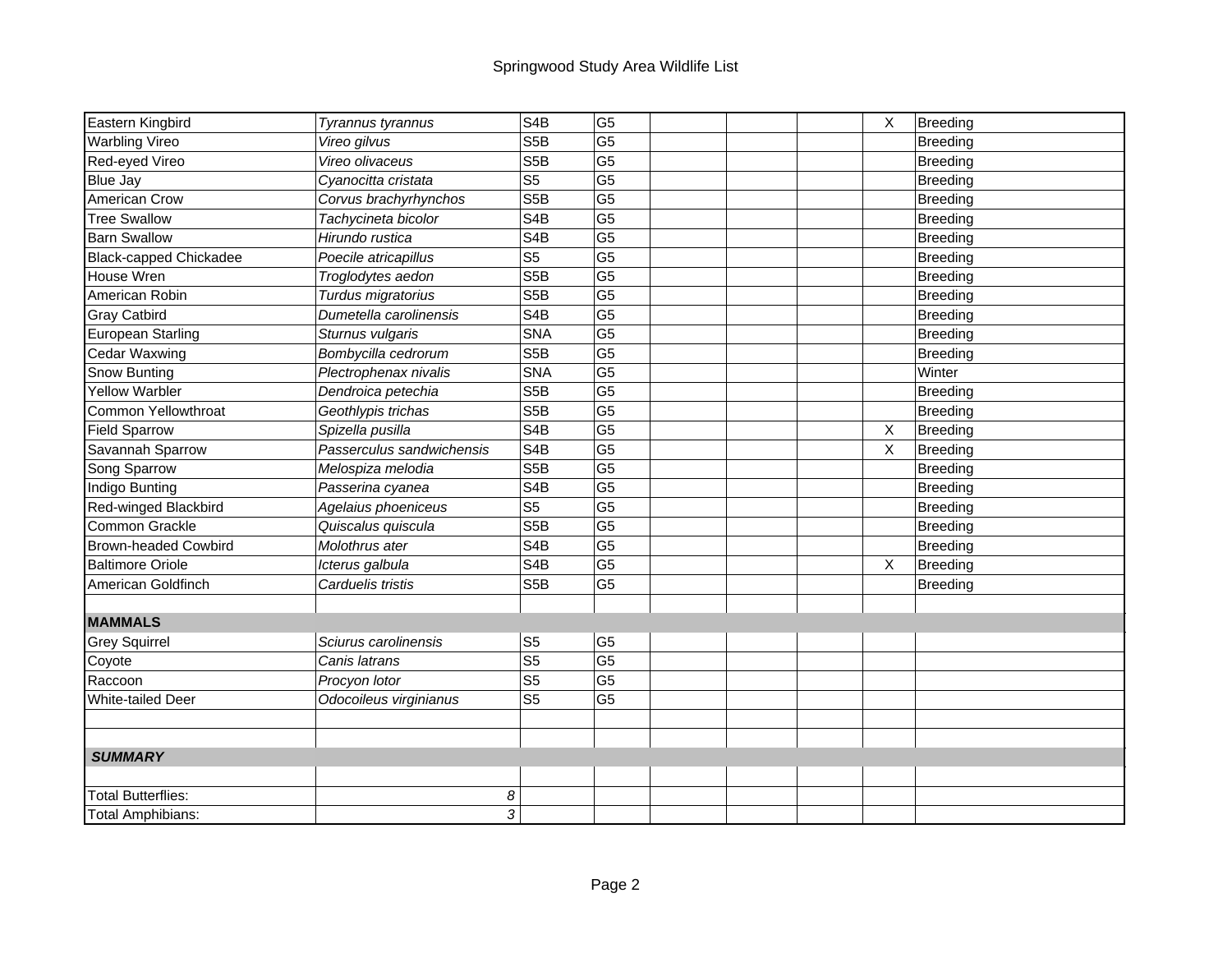# Springwood Study Area Wildlife List

| | | | | | | | | |
|---|---|---|---|---|---|---|---|---|
| Eastern Kingbird | *Tyrannus tyrannus* | S4B | G5 | | | | X | Breeding |
| Warbling Vireo | *Vireo gilvus* | S5B | G5 | | | | | Breeding |
| Red-eyed Vireo | *Vireo olivaceus* | S5B | G5 | | | | | Breeding |
| Blue Jay | *Cyanocitta cristata* | S5 | G5 | | | | | Breeding |
| American Crow | *Corvus brachyrhynchos* | S5B | G5 | | | | | Breeding |
| Tree Swallow | *Tachycineta bicolor* | S4B | G5 | | | | | Breeding |
| Barn Swallow | *Hirundo rustica* | S4B | G5 | | | | | Breeding |
| Black-capped Chickadee | *Poecile atricapillus* | S5 | G5 | | | | | Breeding |
| House Wren | *Troglodytes aedon* | S5B | G5 | | | | | Breeding |
| American Robin | *Turdus migratorius* | S5B | G5 | | | | | Breeding |
| Gray Catbird | *Dumetella carolinensis* | S4B | G5 | | | | | Breeding |
| European Starling | *Sturnus vulgaris* | SNA | G5 | | | | | Breeding |
| Cedar Waxwing | *Bombycilla cedrorum* | S5B | G5 | | | | | Breeding |
| Snow Bunting | *Plectrophenax nivalis* | SNA | G5 | | | | | Winter |
| Yellow Warbler | *Dendroica petechia* | S5B | G5 | | | | | Breeding |
| Common Yellowthroat | *Geothlypis trichas* | S5B | G5 | | | | | Breeding |
| Field Sparrow | *Spizella pusilla* | S4B | G5 | | | | X | Breeding |
| Savannah Sparrow | *Passerculus sandwichensis* | S4B | G5 | | | | X | Breeding |
| Song Sparrow | *Melospiza melodia* | S5B | G5 | | | | | Breeding |
| Indigo Bunting | *Passerina cyanea* | S4B | G5 | | | | | Breeding |
| Red-winged Blackbird | *Agelaius phoeniceus* | S5 | G5 | | | | | Breeding |
| Common Grackle | *Quiscalus quiscula* | S5B | G5 | | | | | Breeding |
| Brown-headed Cowbird | *Molothrus ater* | S4B | G5 | | | | | Breeding |
| Baltimore Oriole | *Icterus galbula* | S4B | G5 | | | | X | Breeding |
| American Goldfinch | *Carduelis tristis* | S5B | G5 | | | | | Breeding |
| | | | | | | | | |
| **MAMMALS** | | | | | | | | |
| Grey Squirrel | *Sciurus carolinensis* | S5 | G5 | | | | | |
| Coyote | *Canis latrans* | S5 | G5 | | | | | |
| Raccoon | *Procyon lotor* | S5 | G5 | | | | | |
| White-tailed Deer | *Odocoileus virginianus* | S5 | G5 | | | | | |
| | | | | | | | | |
| | | | | | | | | |
| ***SUMMARY*** | | | | | | | | |
| | | | | | | | | |
| Total Butterflies: | *8* | | | | | | | |
| Total Amphibians: | *3* | | | | | | | |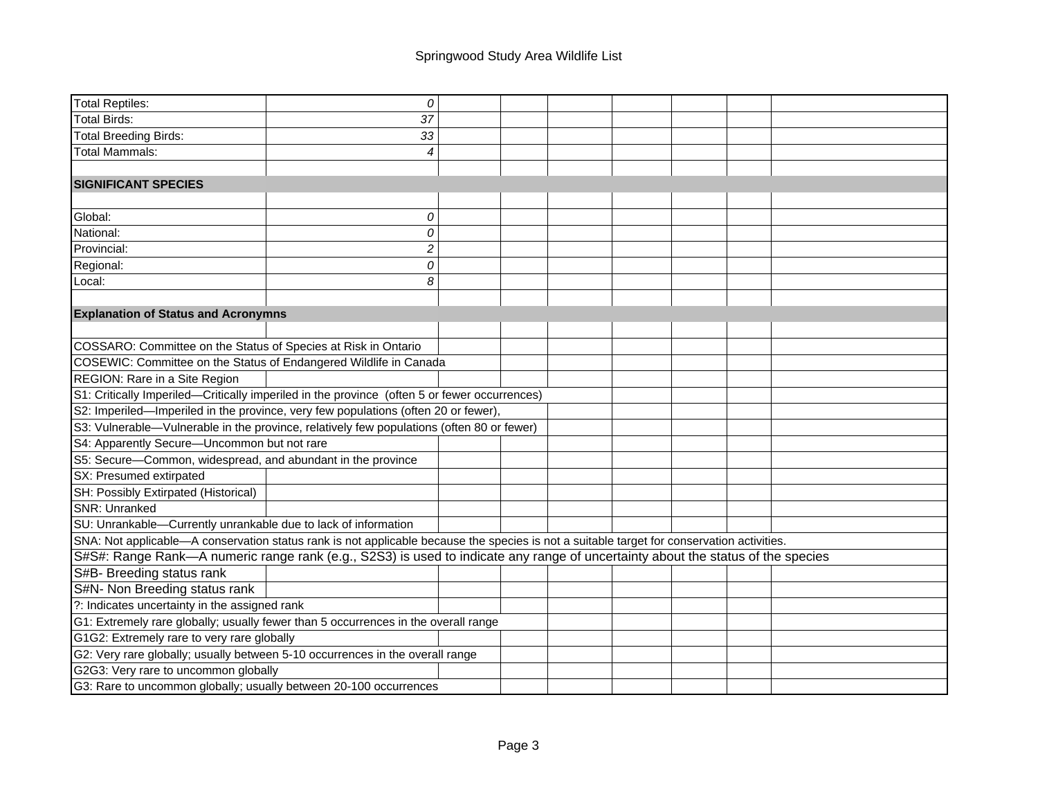Springwood Study Area Wildlife List

| | |
|---|---|
| Total Reptiles: | *0* |
| Total Birds: | *37* |
| Total Breeding Birds: | *33* |
| Total Mammals: | *4* |
| | |
| **SIGNIFICANT SPECIES** | |
| | |
| Global: | *0* |
| National: | *0* |
| Provincial: | *2* |
| Regional: | *0* |
| Local: | *8* |

**Explanation of Status and Acronymns**

COSSARO: Committee on the Status of Species at Risk in Ontario

COSEWIC: Committee on the Status of Endangered Wildlife in Canada

REGION: Rare in a Site Region

S1: Critically Imperiled—Critically imperiled in the province (often 5 or fewer occurrences)

S2: Imperiled—Imperiled in the province, very few populations (often 20 or fewer),

S3: Vulnerable—Vulnerable in the province, relatively few populations (often 80 or fewer)

S4: Apparently Secure—Uncommon but not rare

S5: Secure—Common, widespread, and abundant in the province

SX: Presumed extirpated

SH: Possibly Extirpated (Historical)

SNR: Unranked

SU: Unrankable—Currently unrankable due to lack of information

SNA: Not applicable—A conservation status rank is not applicable because the species is not a suitable target for conservation activities.

S#S#: Range Rank—A numeric range rank (e.g., S2S3) is used to indicate any range of uncertainty about the status of the species

S#B- Breeding status rank

S#N- Non Breeding status rank

?: Indicates uncertainty in the assigned rank

G1: Extremely rare globally; usually fewer than 5 occurrences in the overall range

G1G2: Extremely rare to very rare globally

G2: Very rare globally; usually between 5-10 occurrences in the overall range

G2G3: Very rare to uncommon globally

G3: Rare to uncommon globally; usually between 20-100 occurrences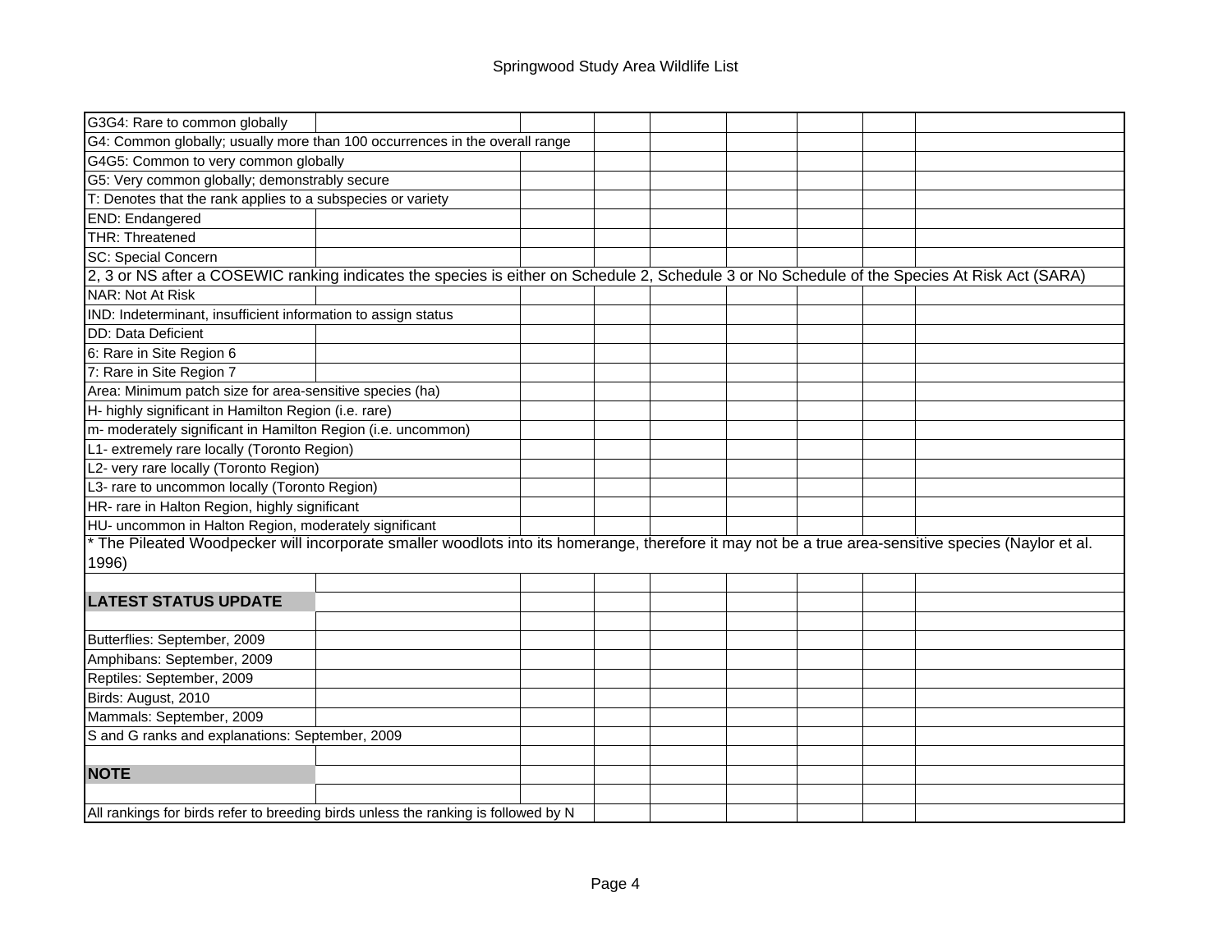Springwood Study Area Wildlife List

G3G4: Rare to common globally

G4: Common globally; usually more than 100 occurrences in the overall range

G4G5: Common to very common globally

G5: Very common globally; demonstrably secure

T: Denotes that the rank applies to a subspecies or variety

END: Endangered

THR: Threatened

SC: Special Concern

2, 3 or NS after a COSEWIC ranking indicates the species is either on Schedule 2, Schedule 3 or No Schedule of the Species At Risk Act (SARA)

NAR: Not At Risk

IND: Indeterminant, insufficient information to assign status

DD: Data Deficient

6: Rare in Site Region 6

7: Rare in Site Region 7

Area: Minimum patch size for area-sensitive species (ha)

H- highly significant in Hamilton Region (i.e. rare)

m- moderately significant in Hamilton Region (i.e. uncommon)

L1- extremely rare locally (Toronto Region)

L2- very rare locally (Toronto Region)

L3- rare to uncommon locally (Toronto Region)

HR- rare in Halton Region, highly significant

HU- uncommon in Halton Region, moderately significant

* The Pileated Woodpecker will incorporate smaller woodlots into its homerange, therefore it may not be a true area-sensitive species (Naylor et al. 1996)

**LATEST STATUS UPDATE**

Butterflies: September, 2009

Amphibans: September, 2009

Reptiles: September, 2009

Birds: August, 2010

Mammals: September, 2009

S and G ranks and explanations: September, 2009

**NOTE**

All rankings for birds refer to breeding birds unless the ranking is followed by N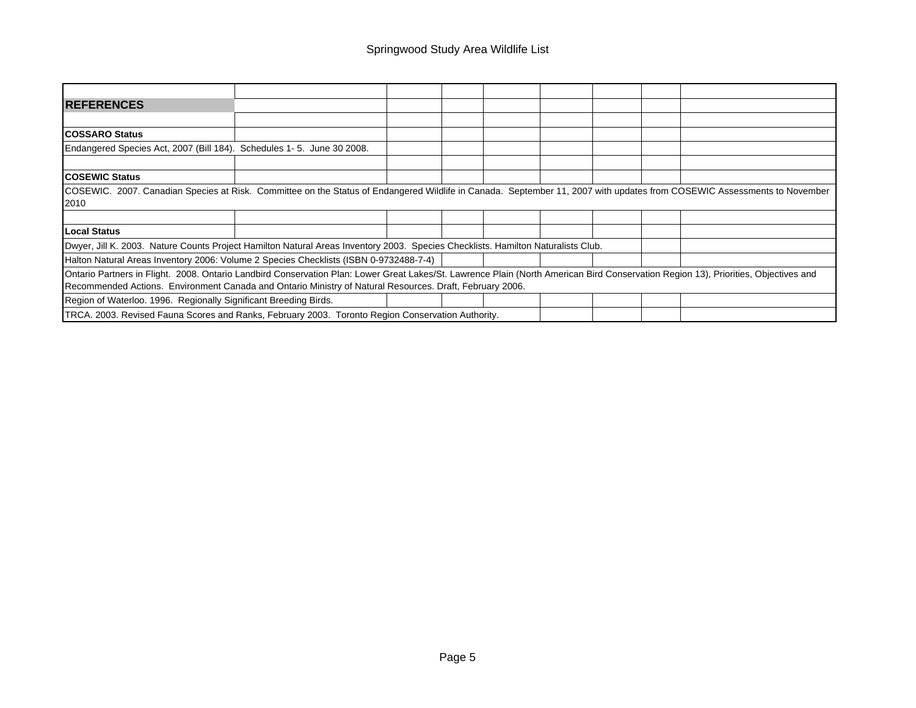Springwood Study Area Wildlife List

## REFERENCES

**COSSARO Status**

Endangered Species Act, 2007 (Bill 184). Schedules 1- 5. June 30 2008.

**COSEWIC Status**

COSEWIC. 2007. Canadian Species at Risk. Committee on the Status of Endangered Wildlife in Canada. September 11, 2007 with updates from COSEWIC Assessments to November 2010

**Local Status**

Dwyer, Jill K. 2003. Nature Counts Project Hamilton Natural Areas Inventory 2003. Species Checklists. Hamilton Naturalists Club.

Halton Natural Areas Inventory 2006: Volume 2 Species Checklists (ISBN 0-9732488-7-4)

Ontario Partners in Flight. 2008. Ontario Landbird Conservation Plan: Lower Great Lakes/St. Lawrence Plain (North American Bird Conservation Region 13), Priorities, Objectives and Recommended Actions. Environment Canada and Ontario Ministry of Natural Resources. Draft, February 2006.

Region of Waterloo. 1996. Regionally Significant Breeding Birds.

TRCA. 2003. Revised Fauna Scores and Ranks, February 2003. Toronto Region Conservation Authority.